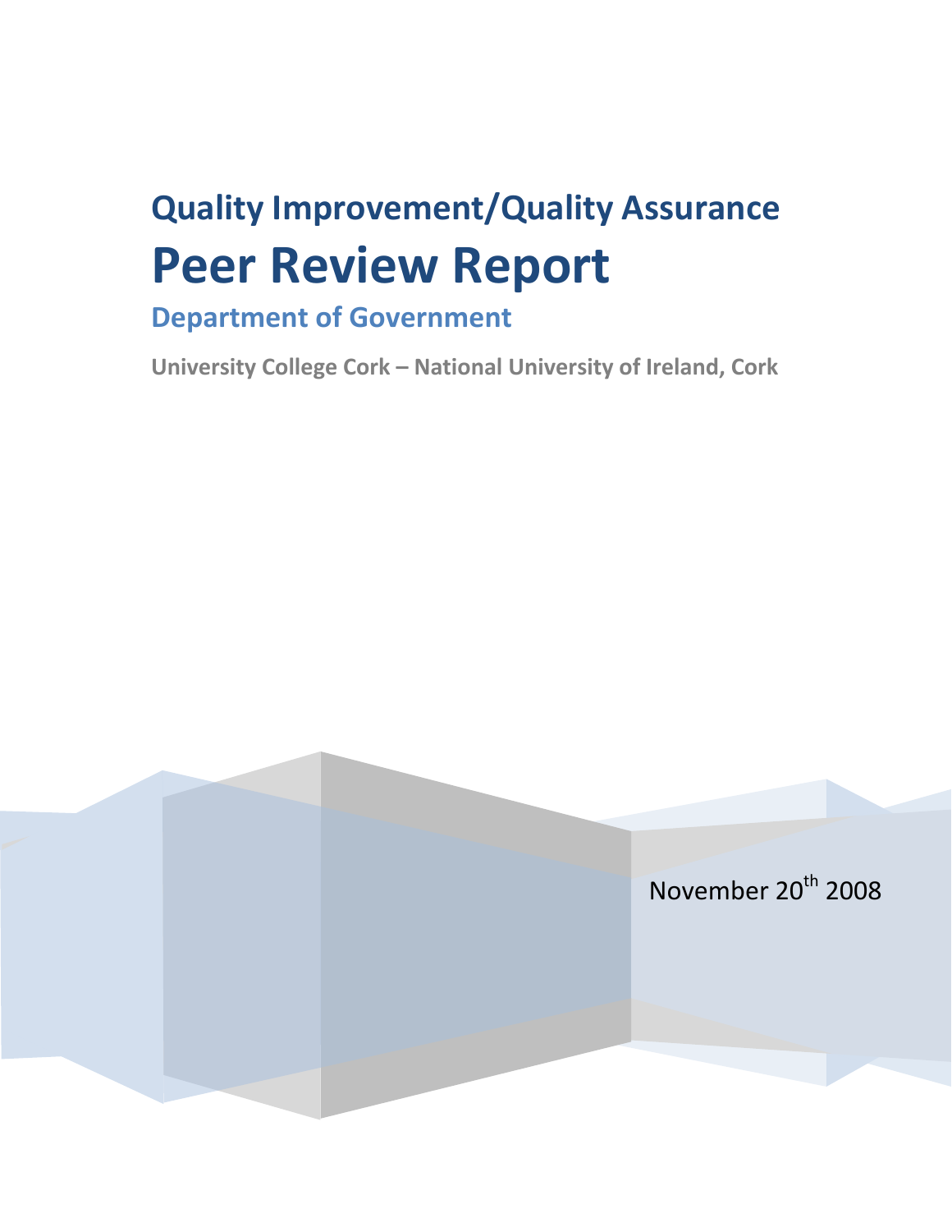## Quality Improvement/Quality Assurance

# Peer Review Report

### Department of Government

**University College Cork – National University of Ireland, Cork**

November 20th 2008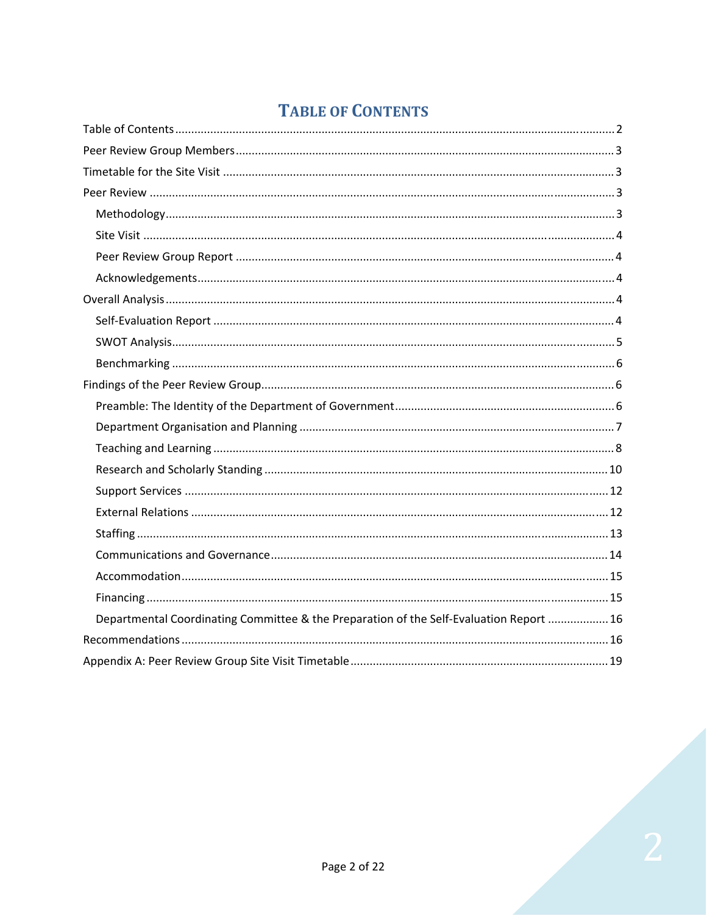# TABLE OF CONTENTS

Table of Contents ........................................................................................................................... 2
Peer Review Group Members ........................................................................................................ 3
Timetable for the Site Visit ............................................................................................................ 3
Peer Review ................................................................................................................................... 3
- Methodology ............................................................................................................................ 3
- Site Visit .................................................................................................................................... 4
- Peer Review Group Report ...................................................................................................... 4
- Acknowledgements .................................................................................................................. 4

Overall Analysis .............................................................................................................................. 4
- Self-Evaluation Report ............................................................................................................. 4
- SWOT Analysis .......................................................................................................................... 5
- Benchmarking ........................................................................................................................... 6

Findings of the Peer Review Group ............................................................................................... 6
- Preamble: The Identity of the Department of Government .................................................... 6
- Department Organisation and Planning ................................................................................... 7
- Teaching and Learning .............................................................................................................. 8
- Research and Scholarly Standing ............................................................................................ 10
- Support Services ..................................................................................................................... 12
- External Relations ................................................................................................................... 12
- Staffing .................................................................................................................................... 13
- Communications and Governance .......................................................................................... 14
- Accommodation ...................................................................................................................... 15
- Financing ................................................................................................................................. 15
- Departmental Coordinating Committee & the Preparation of the Self-Evaluation Report ...... 16

Recommendations ....................................................................................................................... 16
Appendix A: Peer Review Group Site Visit Timetable .................................................................. 19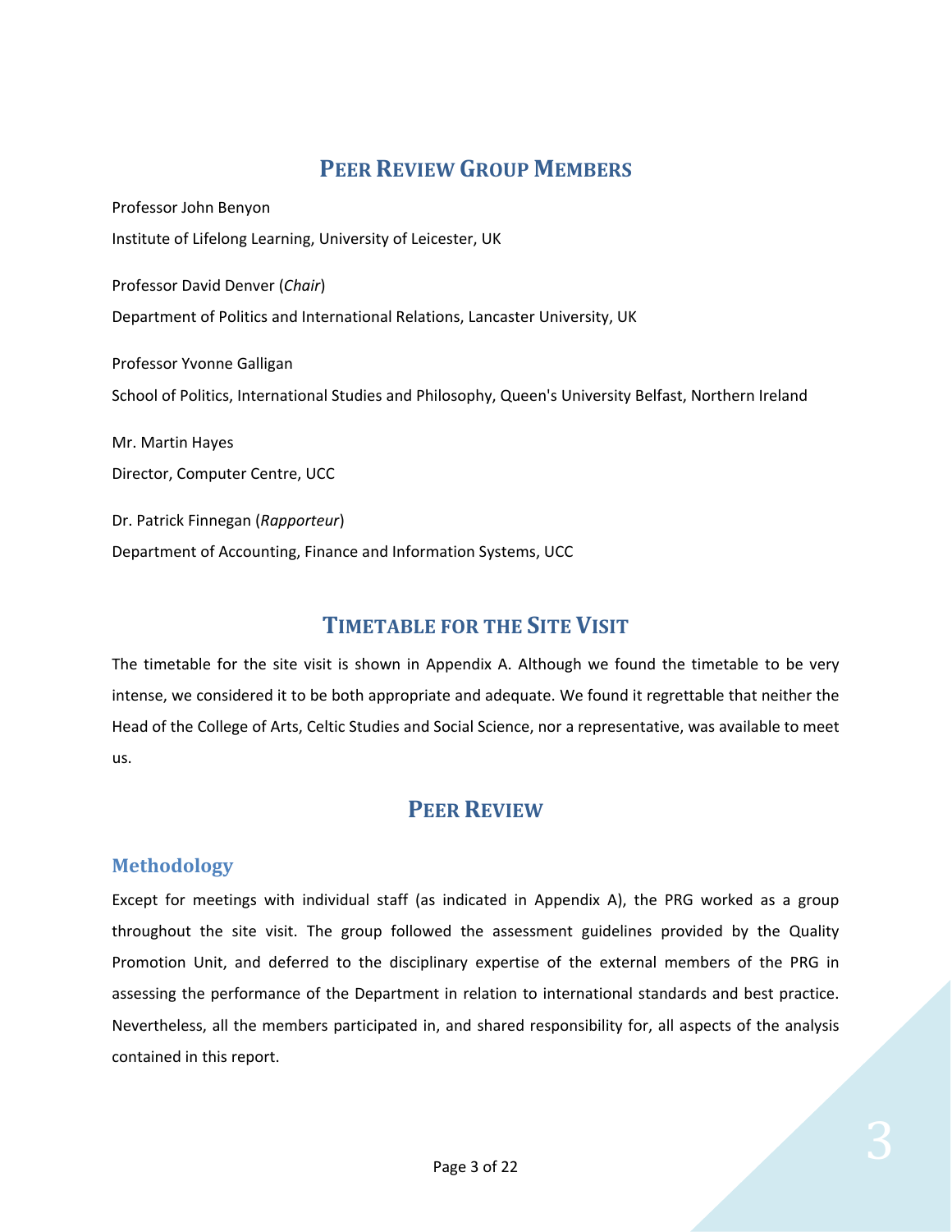# Peer Review Group Members

Professor John Benyon

Institute of Lifelong Learning, University of Leicester, UK

Professor David Denver (*Chair*)

Department of Politics and International Relations, Lancaster University, UK

Professor Yvonne Galligan

School of Politics, International Studies and Philosophy, Queen's University Belfast, Northern Ireland

Mr. Martin Hayes

Director, Computer Centre, UCC

Dr. Patrick Finnegan (*Rapporteur*)

Department of Accounting, Finance and Information Systems, UCC

# Timetable for the Site Visit

The timetable for the site visit is shown in Appendix A. Although we found the timetable to be very intense, we considered it to be both appropriate and adequate. We found it regrettable that neither the Head of the College of Arts, Celtic Studies and Social Science, nor a representative, was available to meet us.

# Peer Review

## Methodology

Except for meetings with individual staff (as indicated in Appendix A), the PRG worked as a group throughout the site visit. The group followed the assessment guidelines provided by the Quality Promotion Unit, and deferred to the disciplinary expertise of the external members of the PRG in assessing the performance of the Department in relation to international standards and best practice. Nevertheless, all the members participated in, and shared responsibility for, all aspects of the analysis contained in this report.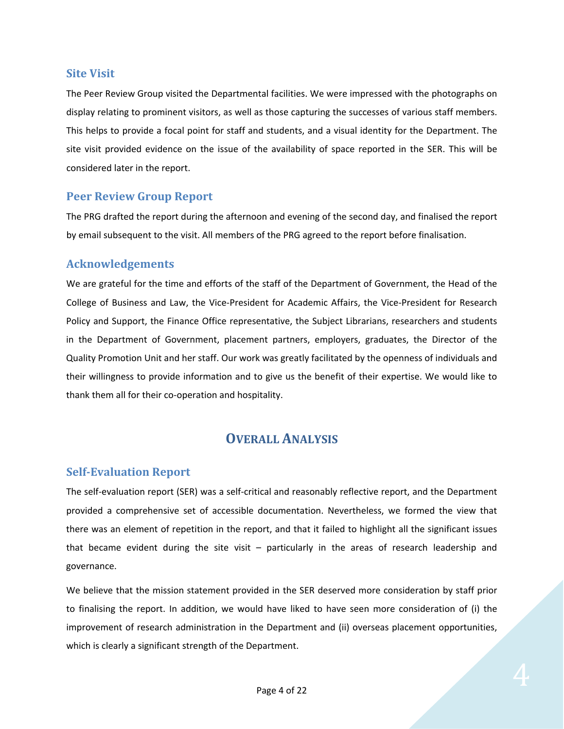### Site Visit

The Peer Review Group visited the Departmental facilities. We were impressed with the photographs on display relating to prominent visitors, as well as those capturing the successes of various staff members. This helps to provide a focal point for staff and students, and a visual identity for the Department. The site visit provided evidence on the issue of the availability of space reported in the SER. This will be considered later in the report.

### Peer Review Group Report

The PRG drafted the report during the afternoon and evening of the second day, and finalised the report by email subsequent to the visit. All members of the PRG agreed to the report before finalisation.

### Acknowledgements

We are grateful for the time and efforts of the staff of the Department of Government, the Head of the College of Business and Law, the Vice-President for Academic Affairs, the Vice-President for Research Policy and Support, the Finance Office representative, the Subject Librarians, researchers and students in the Department of Government, placement partners, employers, graduates, the Director of the Quality Promotion Unit and her staff. Our work was greatly facilitated by the openness of individuals and their willingness to provide information and to give us the benefit of their expertise. We would like to thank them all for their co-operation and hospitality.

## Overall Analysis

### Self-Evaluation Report

The self-evaluation report (SER) was a self-critical and reasonably reflective report, and the Department provided a comprehensive set of accessible documentation. Nevertheless, we formed the view that there was an element of repetition in the report, and that it failed to highlight all the significant issues that became evident during the site visit – particularly in the areas of research leadership and governance.

We believe that the mission statement provided in the SER deserved more consideration by staff prior to finalising the report. In addition, we would have liked to have seen more consideration of (i) the improvement of research administration in the Department and (ii) overseas placement opportunities, which is clearly a significant strength of the Department.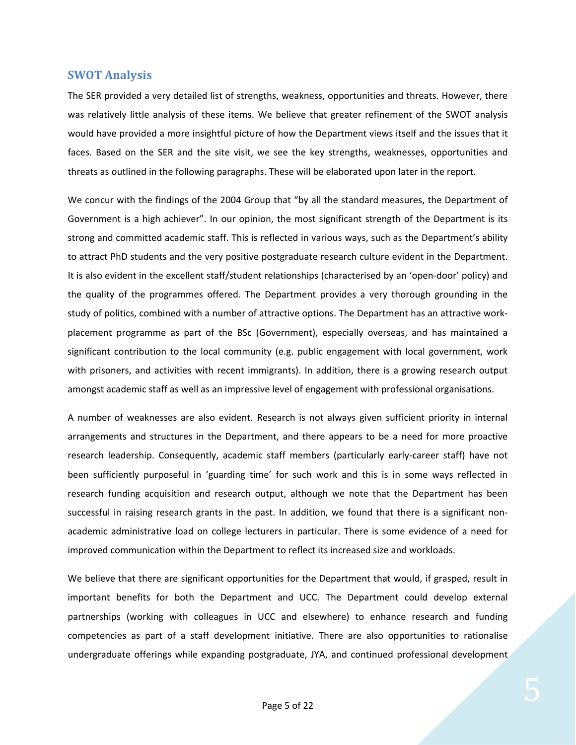## SWOT Analysis

The SER provided a very detailed list of strengths, weakness, opportunities and threats. However, there was relatively little analysis of these items. We believe that greater refinement of the SWOT analysis would have provided a more insightful picture of how the Department views itself and the issues that it faces. Based on the SER and the site visit, we see the key strengths, weaknesses, opportunities and threats as outlined in the following paragraphs. These will be elaborated upon later in the report.

We concur with the findings of the 2004 Group that "by all the standard measures, the Department of Government is a high achiever". In our opinion, the most significant strength of the Department is its strong and committed academic staff. This is reflected in various ways, such as the Department's ability to attract PhD students and the very positive postgraduate research culture evident in the Department. It is also evident in the excellent staff/student relationships (characterised by an 'open-door' policy) and the quality of the programmes offered. The Department provides a very thorough grounding in the study of politics, combined with a number of attractive options. The Department has an attractive work-placement programme as part of the BSc (Government), especially overseas, and has maintained a significant contribution to the local community (e.g. public engagement with local government, work with prisoners, and activities with recent immigrants). In addition, there is a growing research output amongst academic staff as well as an impressive level of engagement with professional organisations.

A number of weaknesses are also evident. Research is not always given sufficient priority in internal arrangements and structures in the Department, and there appears to be a need for more proactive research leadership. Consequently, academic staff members (particularly early-career staff) have not been sufficiently purposeful in 'guarding time' for such work and this is in some ways reflected in research funding acquisition and research output, although we note that the Department has been successful in raising research grants in the past. In addition, we found that there is a significant non-academic administrative load on college lecturers in particular. There is some evidence of a need for improved communication within the Department to reflect its increased size and workloads.

We believe that there are significant opportunities for the Department that would, if grasped, result in important benefits for both the Department and UCC. The Department could develop external partnerships (working with colleagues in UCC and elsewhere) to enhance research and funding competencies as part of a staff development initiative. There are also opportunities to rationalise undergraduate offerings while expanding postgraduate, JYA, and continued professional development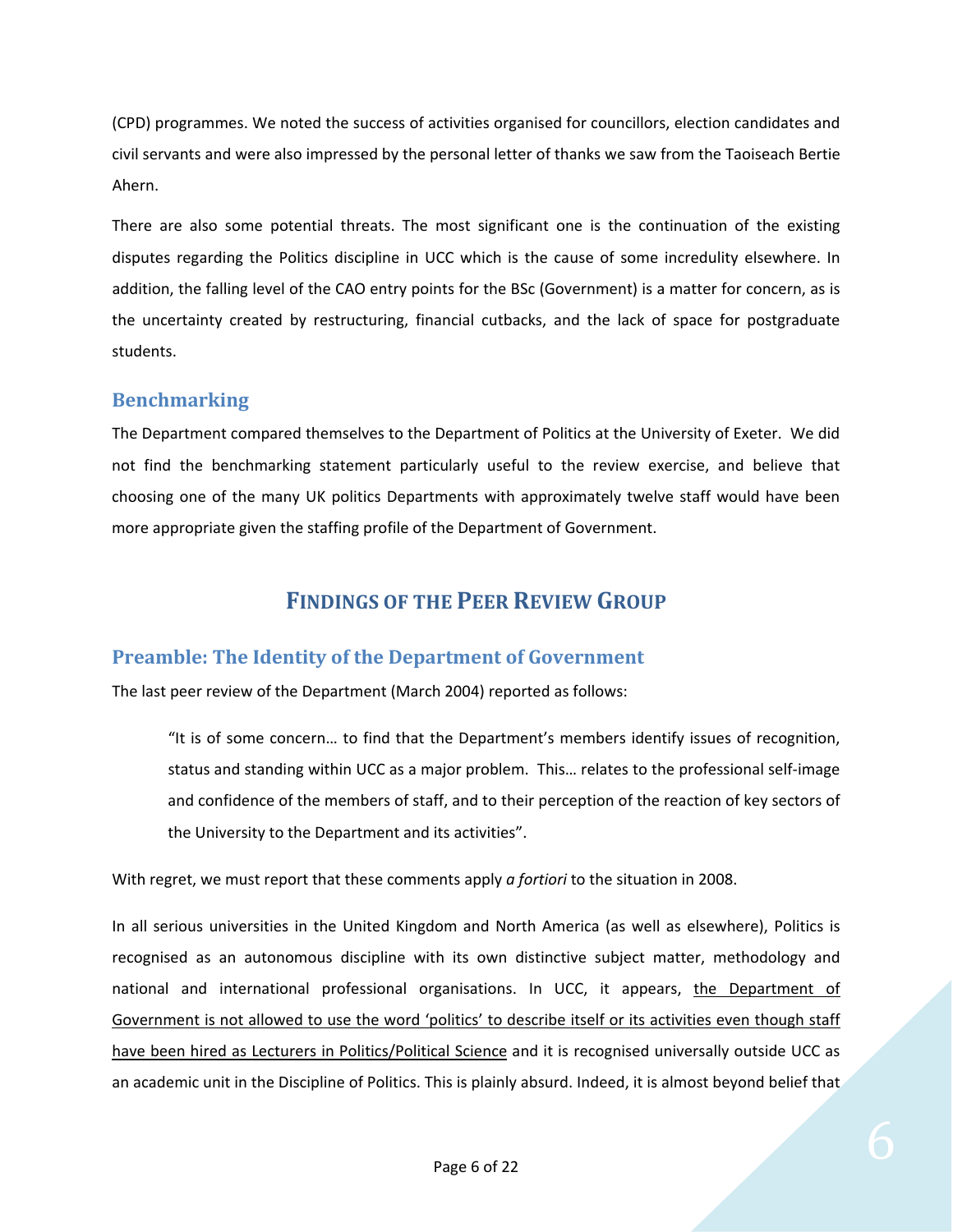(CPD) programmes. We noted the success of activities organised for councillors, election candidates and civil servants and were also impressed by the personal letter of thanks we saw from the Taoiseach Bertie Ahern.

There are also some potential threats. The most significant one is the continuation of the existing disputes regarding the Politics discipline in UCC which is the cause of some incredulity elsewhere. In addition, the falling level of the CAO entry points for the BSc (Government) is a matter for concern, as is the uncertainty created by restructuring, financial cutbacks, and the lack of space for postgraduate students.

### Benchmarking

The Department compared themselves to the Department of Politics at the University of Exeter. We did not find the benchmarking statement particularly useful to the review exercise, and believe that choosing one of the many UK politics Departments with approximately twelve staff would have been more appropriate given the staffing profile of the Department of Government.

## Findings of the Peer Review Group

### Preamble: The Identity of the Department of Government

The last peer review of the Department (March 2004) reported as follows:

> "It is of some concern… to find that the Department's members identify issues of recognition, status and standing within UCC as a major problem. This… relates to the professional self-image and confidence of the members of staff, and to their perception of the reaction of key sectors of the University to the Department and its activities".

With regret, we must report that these comments apply *a fortiori* to the situation in 2008.

In all serious universities in the United Kingdom and North America (as well as elsewhere), Politics is recognised as an autonomous discipline with its own distinctive subject matter, methodology and national and international professional organisations. In UCC, it appears, <u>the Department of Government is not allowed to use the word 'politics' to describe itself or its activities even though staff have been hired as Lecturers in Politics/Political Science</u> and it is recognised universally outside UCC as an academic unit in the Discipline of Politics. This is plainly absurd. Indeed, it is almost beyond belief that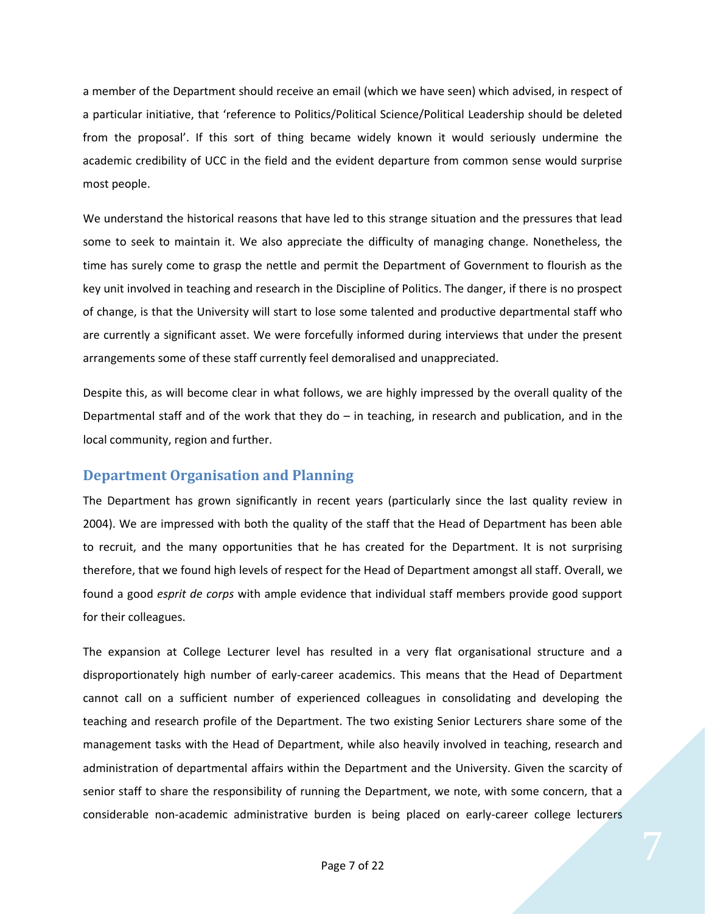a member of the Department should receive an email (which we have seen) which advised, in respect of a particular initiative, that 'reference to Politics/Political Science/Political Leadership should be deleted from the proposal'. If this sort of thing became widely known it would seriously undermine the academic credibility of UCC in the field and the evident departure from common sense would surprise most people.

We understand the historical reasons that have led to this strange situation and the pressures that lead some to seek to maintain it. We also appreciate the difficulty of managing change. Nonetheless, the time has surely come to grasp the nettle and permit the Department of Government to flourish as the key unit involved in teaching and research in the Discipline of Politics. The danger, if there is no prospect of change, is that the University will start to lose some talented and productive departmental staff who are currently a significant asset. We were forcefully informed during interviews that under the present arrangements some of these staff currently feel demoralised and unappreciated.

Despite this, as will become clear in what follows, we are highly impressed by the overall quality of the Departmental staff and of the work that they do – in teaching, in research and publication, and in the local community, region and further.

## Department Organisation and Planning

The Department has grown significantly in recent years (particularly since the last quality review in 2004). We are impressed with both the quality of the staff that the Head of Department has been able to recruit, and the many opportunities that he has created for the Department. It is not surprising therefore, that we found high levels of respect for the Head of Department amongst all staff. Overall, we found a good *esprit de corps* with ample evidence that individual staff members provide good support for their colleagues.

The expansion at College Lecturer level has resulted in a very flat organisational structure and a disproportionately high number of early-career academics. This means that the Head of Department cannot call on a sufficient number of experienced colleagues in consolidating and developing the teaching and research profile of the Department. The two existing Senior Lecturers share some of the management tasks with the Head of Department, while also heavily involved in teaching, research and administration of departmental affairs within the Department and the University. Given the scarcity of senior staff to share the responsibility of running the Department, we note, with some concern, that a considerable non-academic administrative burden is being placed on early-career college lecturers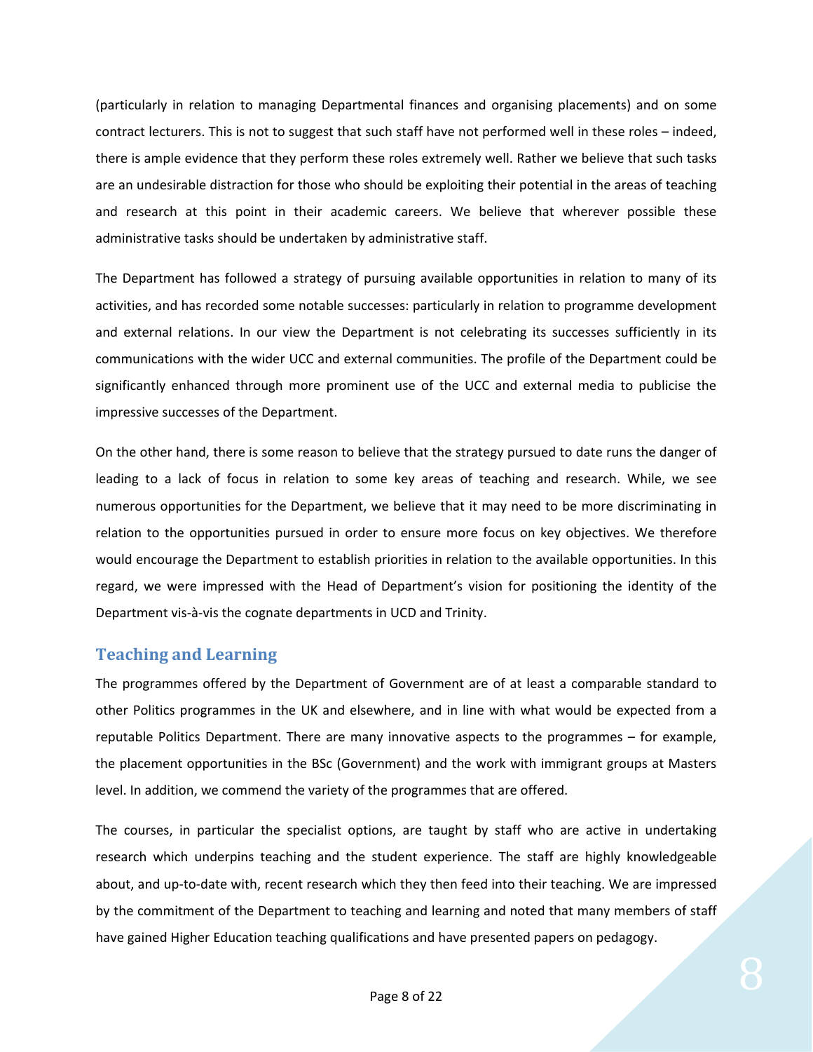(particularly in relation to managing Departmental finances and organising placements) and on some contract lecturers. This is not to suggest that such staff have not performed well in these roles – indeed, there is ample evidence that they perform these roles extremely well. Rather we believe that such tasks are an undesirable distraction for those who should be exploiting their potential in the areas of teaching and research at this point in their academic careers. We believe that wherever possible these administrative tasks should be undertaken by administrative staff.

The Department has followed a strategy of pursuing available opportunities in relation to many of its activities, and has recorded some notable successes: particularly in relation to programme development and external relations. In our view the Department is not celebrating its successes sufficiently in its communications with the wider UCC and external communities. The profile of the Department could be significantly enhanced through more prominent use of the UCC and external media to publicise the impressive successes of the Department.

On the other hand, there is some reason to believe that the strategy pursued to date runs the danger of leading to a lack of focus in relation to some key areas of teaching and research. While, we see numerous opportunities for the Department, we believe that it may need to be more discriminating in relation to the opportunities pursued in order to ensure more focus on key objectives. We therefore would encourage the Department to establish priorities in relation to the available opportunities. In this regard, we were impressed with the Head of Department's vision for positioning the identity of the Department vis-à-vis the cognate departments in UCD and Trinity.

## Teaching and Learning

The programmes offered by the Department of Government are of at least a comparable standard to other Politics programmes in the UK and elsewhere, and in line with what would be expected from a reputable Politics Department. There are many innovative aspects to the programmes – for example, the placement opportunities in the BSc (Government) and the work with immigrant groups at Masters level. In addition, we commend the variety of the programmes that are offered.

The courses, in particular the specialist options, are taught by staff who are active in undertaking research which underpins teaching and the student experience. The staff are highly knowledgeable about, and up-to-date with, recent research which they then feed into their teaching. We are impressed by the commitment of the Department to teaching and learning and noted that many members of staff have gained Higher Education teaching qualifications and have presented papers on pedagogy.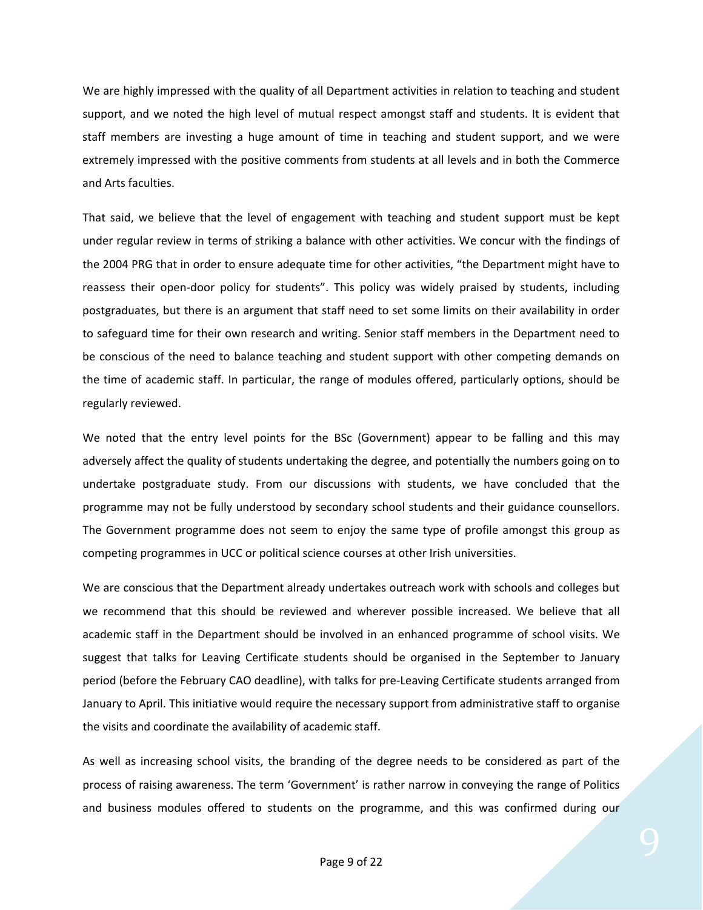We are highly impressed with the quality of all Department activities in relation to teaching and student support, and we noted the high level of mutual respect amongst staff and students. It is evident that staff members are investing a huge amount of time in teaching and student support, and we were extremely impressed with the positive comments from students at all levels and in both the Commerce and Arts faculties.

That said, we believe that the level of engagement with teaching and student support must be kept under regular review in terms of striking a balance with other activities. We concur with the findings of the 2004 PRG that in order to ensure adequate time for other activities, "the Department might have to reassess their open-door policy for students". This policy was widely praised by students, including postgraduates, but there is an argument that staff need to set some limits on their availability in order to safeguard time for their own research and writing. Senior staff members in the Department need to be conscious of the need to balance teaching and student support with other competing demands on the time of academic staff. In particular, the range of modules offered, particularly options, should be regularly reviewed.

We noted that the entry level points for the BSc (Government) appear to be falling and this may adversely affect the quality of students undertaking the degree, and potentially the numbers going on to undertake postgraduate study. From our discussions with students, we have concluded that the programme may not be fully understood by secondary school students and their guidance counsellors. The Government programme does not seem to enjoy the same type of profile amongst this group as competing programmes in UCC or political science courses at other Irish universities.

We are conscious that the Department already undertakes outreach work with schools and colleges but we recommend that this should be reviewed and wherever possible increased. We believe that all academic staff in the Department should be involved in an enhanced programme of school visits. We suggest that talks for Leaving Certificate students should be organised in the September to January period (before the February CAO deadline), with talks for pre-Leaving Certificate students arranged from January to April. This initiative would require the necessary support from administrative staff to organise the visits and coordinate the availability of academic staff.

As well as increasing school visits, the branding of the degree needs to be considered as part of the process of raising awareness. The term 'Government' is rather narrow in conveying the range of Politics and business modules offered to students on the programme, and this was confirmed during our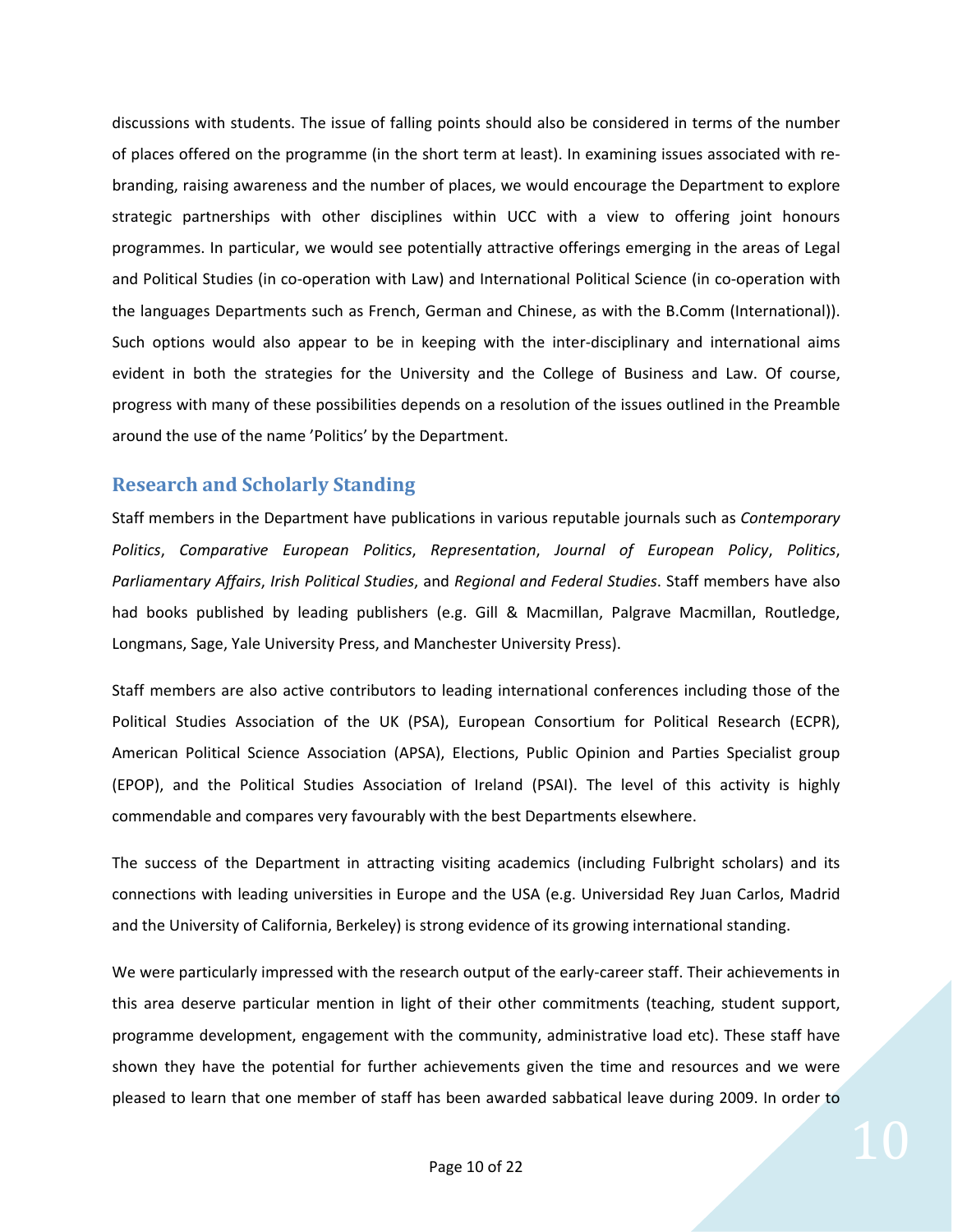discussions with students. The issue of falling points should also be considered in terms of the number of places offered on the programme (in the short term at least). In examining issues associated with re-branding, raising awareness and the number of places, we would encourage the Department to explore strategic partnerships with other disciplines within UCC with a view to offering joint honours programmes. In particular, we would see potentially attractive offerings emerging in the areas of Legal and Political Studies (in co-operation with Law) and International Political Science (in co-operation with the languages Departments such as French, German and Chinese, as with the B.Comm (International)). Such options would also appear to be in keeping with the inter-disciplinary and international aims evident in both the strategies for the University and the College of Business and Law. Of course, progress with many of these possibilities depends on a resolution of the issues outlined in the Preamble around the use of the name 'Politics' by the Department.

## Research and Scholarly Standing

Staff members in the Department have publications in various reputable journals such as *Contemporary Politics*, *Comparative European Politics*, *Representation*, *Journal of European Policy*, *Politics*, *Parliamentary Affairs*, *Irish Political Studies*, and *Regional and Federal Studies*. Staff members have also had books published by leading publishers (e.g. Gill & Macmillan, Palgrave Macmillan, Routledge, Longmans, Sage, Yale University Press, and Manchester University Press).

Staff members are also active contributors to leading international conferences including those of the Political Studies Association of the UK (PSA), European Consortium for Political Research (ECPR), American Political Science Association (APSA), Elections, Public Opinion and Parties Specialist group (EPOP), and the Political Studies Association of Ireland (PSAI). The level of this activity is highly commendable and compares very favourably with the best Departments elsewhere.

The success of the Department in attracting visiting academics (including Fulbright scholars) and its connections with leading universities in Europe and the USA (e.g. Universidad Rey Juan Carlos, Madrid and the University of California, Berkeley) is strong evidence of its growing international standing.

We were particularly impressed with the research output of the early-career staff. Their achievements in this area deserve particular mention in light of their other commitments (teaching, student support, programme development, engagement with the community, administrative load etc). These staff have shown they have the potential for further achievements given the time and resources and we were pleased to learn that one member of staff has been awarded sabbatical leave during 2009. In order to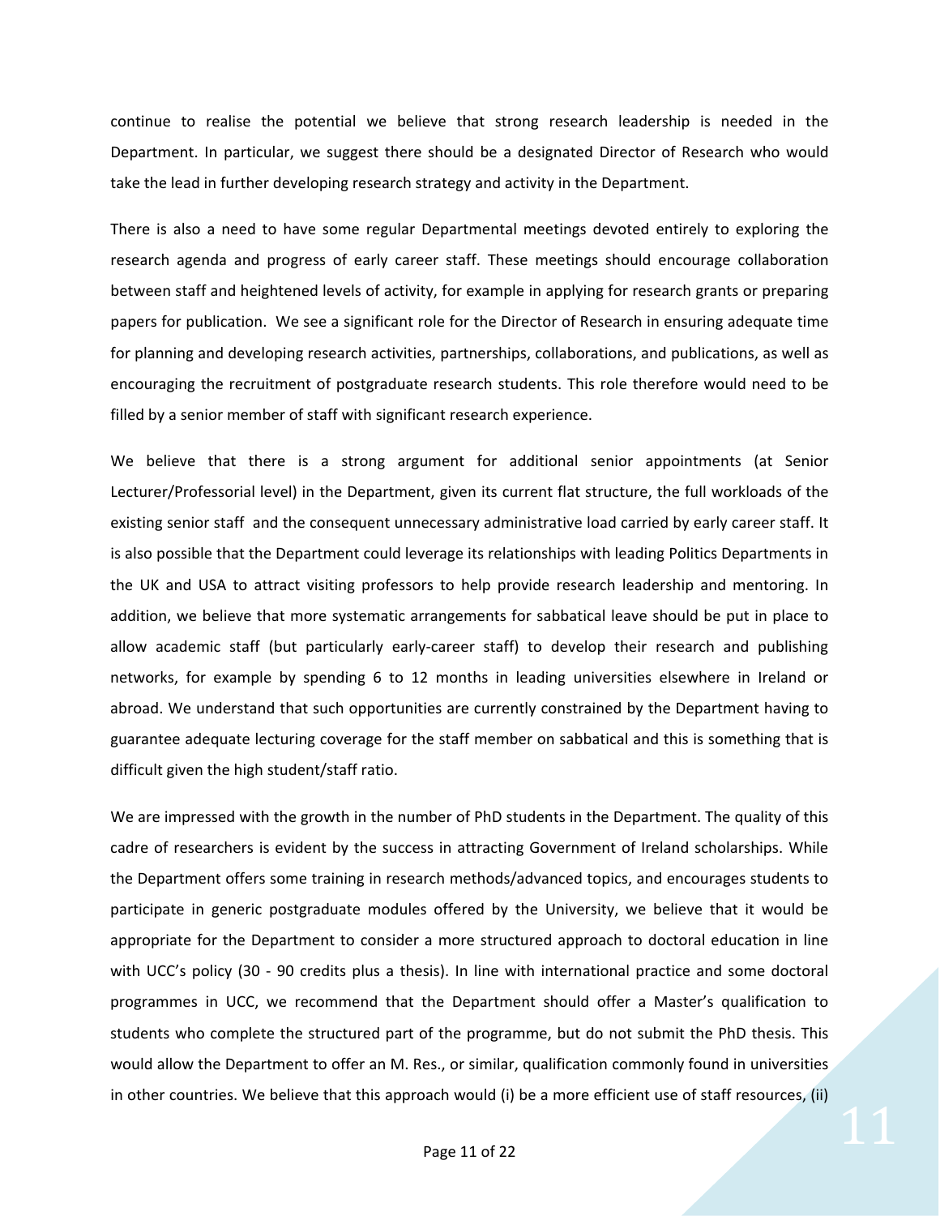continue to realise the potential we believe that strong research leadership is needed in the Department. In particular, we suggest there should be a designated Director of Research who would take the lead in further developing research strategy and activity in the Department.

There is also a need to have some regular Departmental meetings devoted entirely to exploring the research agenda and progress of early career staff. These meetings should encourage collaboration between staff and heightened levels of activity, for example in applying for research grants or preparing papers for publication. We see a significant role for the Director of Research in ensuring adequate time for planning and developing research activities, partnerships, collaborations, and publications, as well as encouraging the recruitment of postgraduate research students. This role therefore would need to be filled by a senior member of staff with significant research experience.

We believe that there is a strong argument for additional senior appointments (at Senior Lecturer/Professorial level) in the Department, given its current flat structure, the full workloads of the existing senior staff and the consequent unnecessary administrative load carried by early career staff. It is also possible that the Department could leverage its relationships with leading Politics Departments in the UK and USA to attract visiting professors to help provide research leadership and mentoring. In addition, we believe that more systematic arrangements for sabbatical leave should be put in place to allow academic staff (but particularly early-career staff) to develop their research and publishing networks, for example by spending 6 to 12 months in leading universities elsewhere in Ireland or abroad. We understand that such opportunities are currently constrained by the Department having to guarantee adequate lecturing coverage for the staff member on sabbatical and this is something that is difficult given the high student/staff ratio.

We are impressed with the growth in the number of PhD students in the Department. The quality of this cadre of researchers is evident by the success in attracting Government of Ireland scholarships. While the Department offers some training in research methods/advanced topics, and encourages students to participate in generic postgraduate modules offered by the University, we believe that it would be appropriate for the Department to consider a more structured approach to doctoral education in line with UCC's policy (30 - 90 credits plus a thesis). In line with international practice and some doctoral programmes in UCC, we recommend that the Department should offer a Master's qualification to students who complete the structured part of the programme, but do not submit the PhD thesis. This would allow the Department to offer an M. Res., or similar, qualification commonly found in universities in other countries. We believe that this approach would (i) be a more efficient use of staff resources, (ii)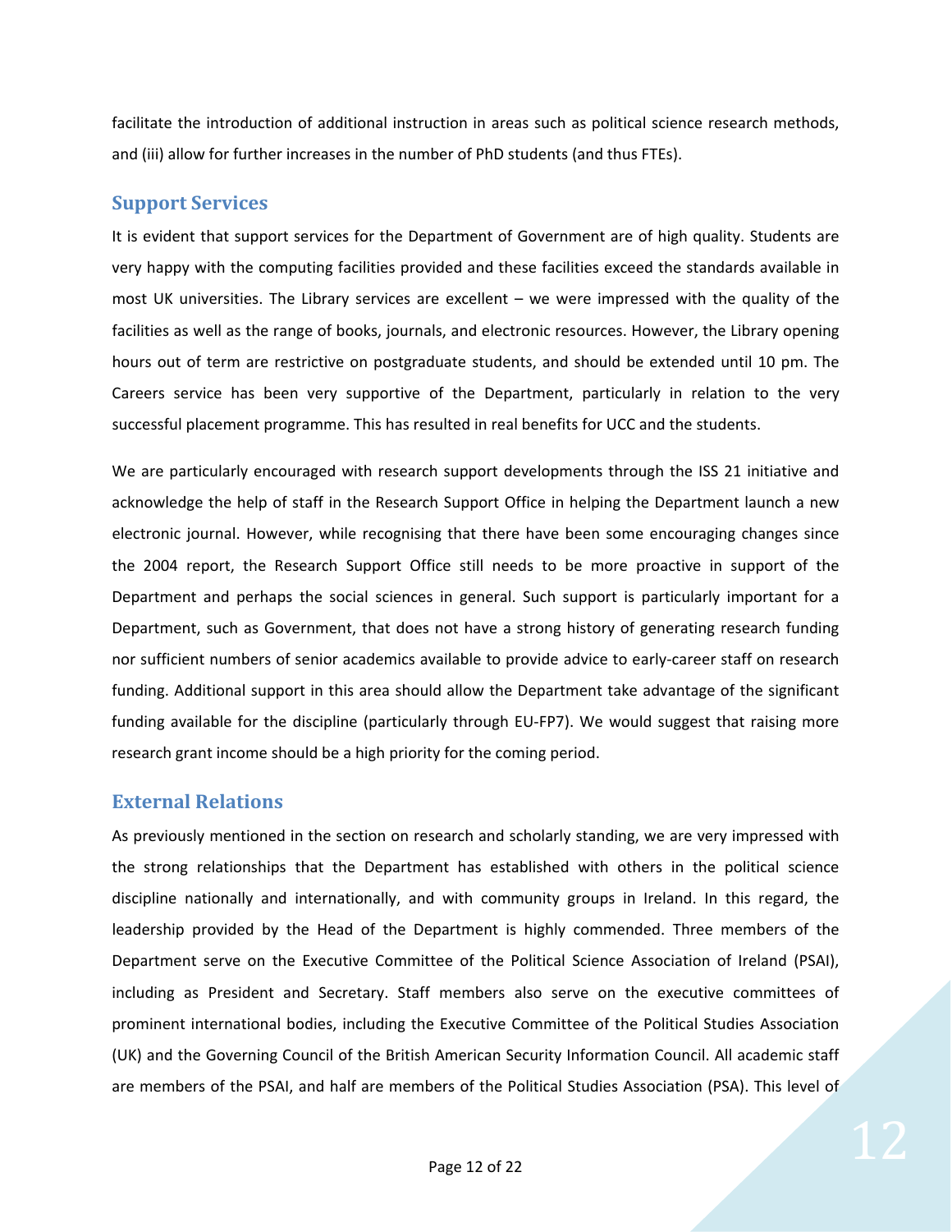facilitate the introduction of additional instruction in areas such as political science research methods, and (iii) allow for further increases in the number of PhD students (and thus FTEs).

## Support Services

It is evident that support services for the Department of Government are of high quality. Students are very happy with the computing facilities provided and these facilities exceed the standards available in most UK universities. The Library services are excellent – we were impressed with the quality of the facilities as well as the range of books, journals, and electronic resources. However, the Library opening hours out of term are restrictive on postgraduate students, and should be extended until 10 pm. The Careers service has been very supportive of the Department, particularly in relation to the very successful placement programme. This has resulted in real benefits for UCC and the students.

We are particularly encouraged with research support developments through the ISS 21 initiative and acknowledge the help of staff in the Research Support Office in helping the Department launch a new electronic journal. However, while recognising that there have been some encouraging changes since the 2004 report, the Research Support Office still needs to be more proactive in support of the Department and perhaps the social sciences in general. Such support is particularly important for a Department, such as Government, that does not have a strong history of generating research funding nor sufficient numbers of senior academics available to provide advice to early-career staff on research funding. Additional support in this area should allow the Department take advantage of the significant funding available for the discipline (particularly through EU-FP7). We would suggest that raising more research grant income should be a high priority for the coming period.

## External Relations

As previously mentioned in the section on research and scholarly standing, we are very impressed with the strong relationships that the Department has established with others in the political science discipline nationally and internationally, and with community groups in Ireland. In this regard, the leadership provided by the Head of the Department is highly commended. Three members of the Department serve on the Executive Committee of the Political Science Association of Ireland (PSAI), including as President and Secretary. Staff members also serve on the executive committees of prominent international bodies, including the Executive Committee of the Political Studies Association (UK) and the Governing Council of the British American Security Information Council. All academic staff are members of the PSAI, and half are members of the Political Studies Association (PSA). This level of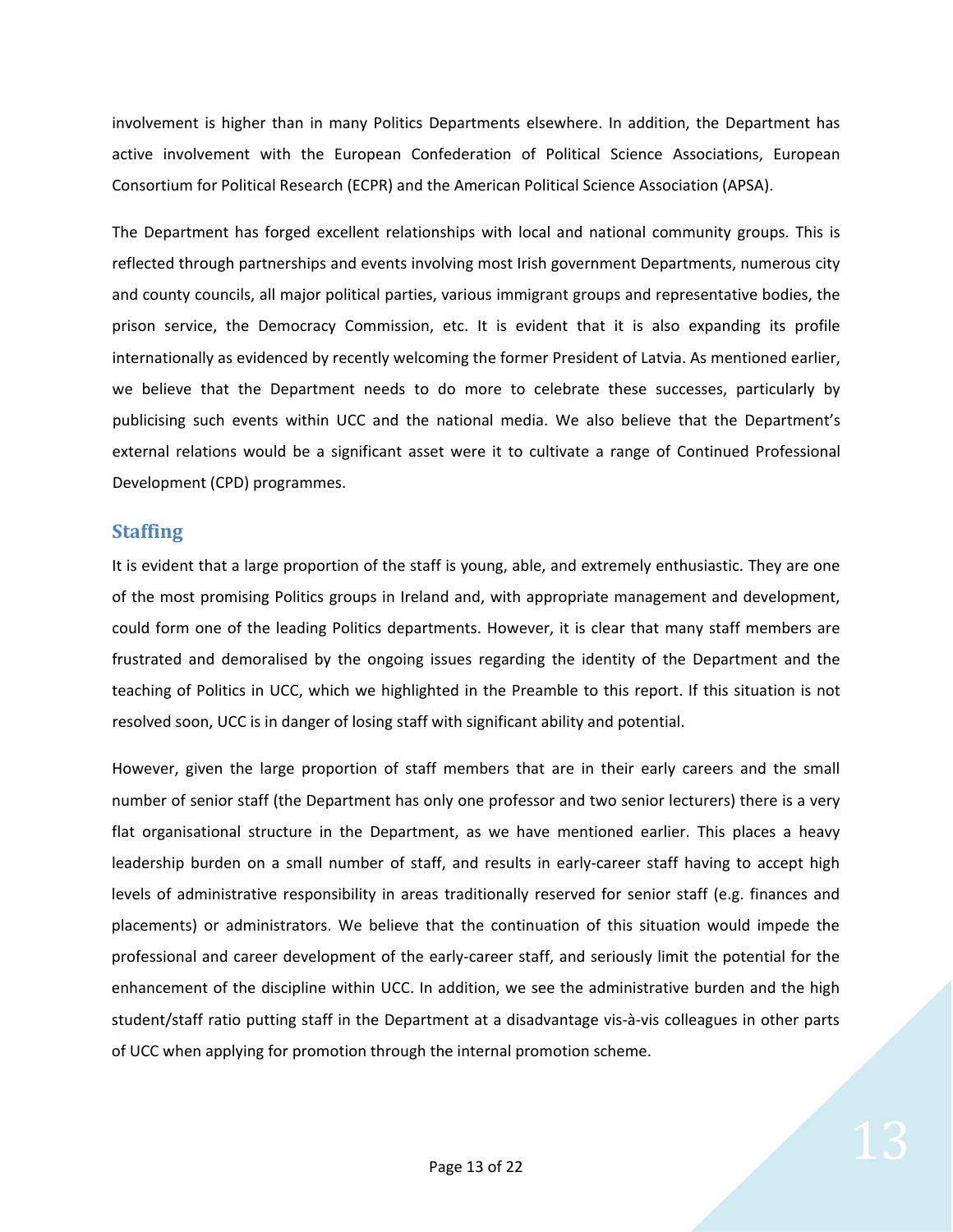involvement is higher than in many Politics Departments elsewhere. In addition, the Department has active involvement with the European Confederation of Political Science Associations, European Consortium for Political Research (ECPR) and the American Political Science Association (APSA).

The Department has forged excellent relationships with local and national community groups. This is reflected through partnerships and events involving most Irish government Departments, numerous city and county councils, all major political parties, various immigrant groups and representative bodies, the prison service, the Democracy Commission, etc. It is evident that it is also expanding its profile internationally as evidenced by recently welcoming the former President of Latvia. As mentioned earlier, we believe that the Department needs to do more to celebrate these successes, particularly by publicising such events within UCC and the national media. We also believe that the Department's external relations would be a significant asset were it to cultivate a range of Continued Professional Development (CPD) programmes.

## Staffing

It is evident that a large proportion of the staff is young, able, and extremely enthusiastic. They are one of the most promising Politics groups in Ireland and, with appropriate management and development, could form one of the leading Politics departments. However, it is clear that many staff members are frustrated and demoralised by the ongoing issues regarding the identity of the Department and the teaching of Politics in UCC, which we highlighted in the Preamble to this report. If this situation is not resolved soon, UCC is in danger of losing staff with significant ability and potential.

However, given the large proportion of staff members that are in their early careers and the small number of senior staff (the Department has only one professor and two senior lecturers) there is a very flat organisational structure in the Department, as we have mentioned earlier. This places a heavy leadership burden on a small number of staff, and results in early-career staff having to accept high levels of administrative responsibility in areas traditionally reserved for senior staff (e.g. finances and placements) or administrators. We believe that the continuation of this situation would impede the professional and career development of the early-career staff, and seriously limit the potential for the enhancement of the discipline within UCC. In addition, we see the administrative burden and the high student/staff ratio putting staff in the Department at a disadvantage vis-à-vis colleagues in other parts of UCC when applying for promotion through the internal promotion scheme.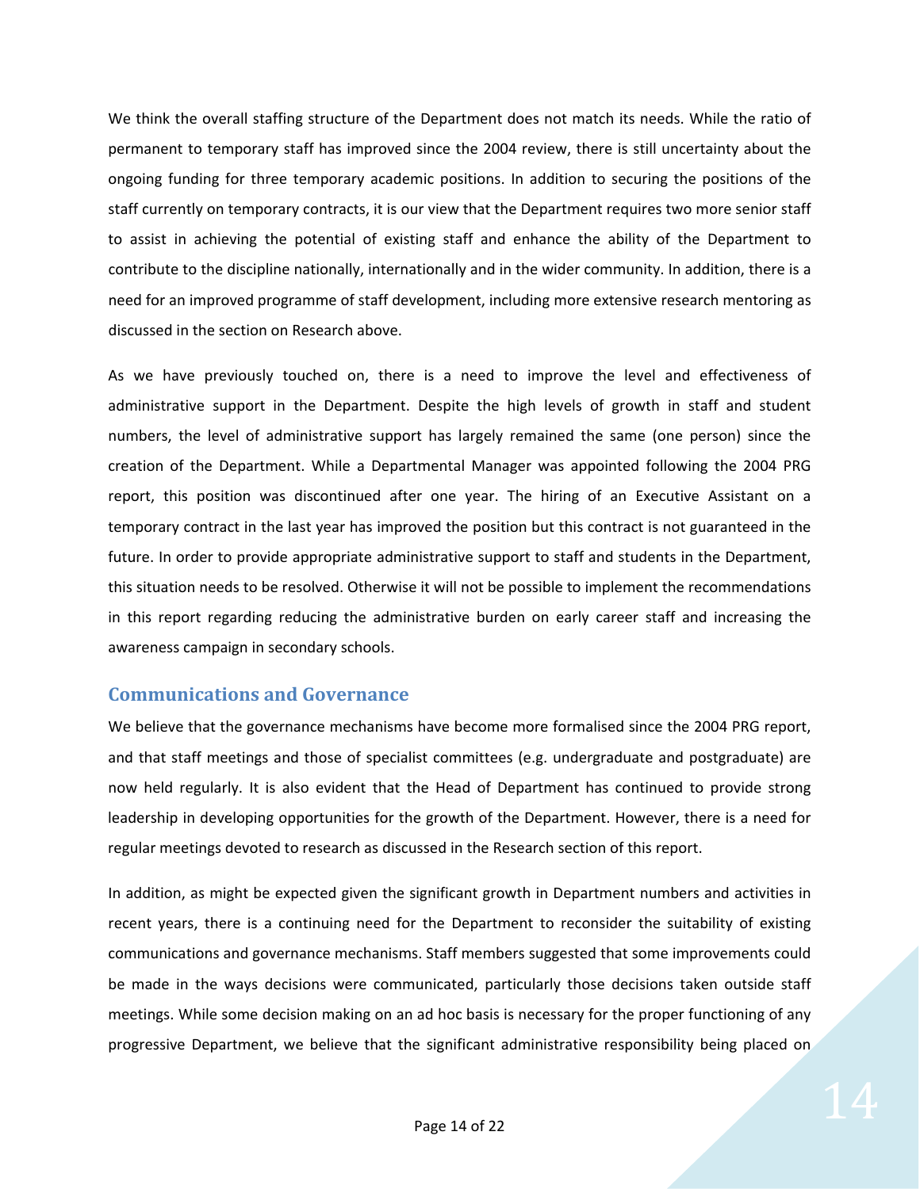We think the overall staffing structure of the Department does not match its needs. While the ratio of permanent to temporary staff has improved since the 2004 review, there is still uncertainty about the ongoing funding for three temporary academic positions. In addition to securing the positions of the staff currently on temporary contracts, it is our view that the Department requires two more senior staff to assist in achieving the potential of existing staff and enhance the ability of the Department to contribute to the discipline nationally, internationally and in the wider community. In addition, there is a need for an improved programme of staff development, including more extensive research mentoring as discussed in the section on Research above.

As we have previously touched on, there is a need to improve the level and effectiveness of administrative support in the Department. Despite the high levels of growth in staff and student numbers, the level of administrative support has largely remained the same (one person) since the creation of the Department. While a Departmental Manager was appointed following the 2004 PRG report, this position was discontinued after one year. The hiring of an Executive Assistant on a temporary contract in the last year has improved the position but this contract is not guaranteed in the future. In order to provide appropriate administrative support to staff and students in the Department, this situation needs to be resolved. Otherwise it will not be possible to implement the recommendations in this report regarding reducing the administrative burden on early career staff and increasing the awareness campaign in secondary schools.

## Communications and Governance

We believe that the governance mechanisms have become more formalised since the 2004 PRG report, and that staff meetings and those of specialist committees (e.g. undergraduate and postgraduate) are now held regularly. It is also evident that the Head of Department has continued to provide strong leadership in developing opportunities for the growth of the Department. However, there is a need for regular meetings devoted to research as discussed in the Research section of this report.

In addition, as might be expected given the significant growth in Department numbers and activities in recent years, there is a continuing need for the Department to reconsider the suitability of existing communications and governance mechanisms. Staff members suggested that some improvements could be made in the ways decisions were communicated, particularly those decisions taken outside staff meetings. While some decision making on an ad hoc basis is necessary for the proper functioning of any progressive Department, we believe that the significant administrative responsibility being placed on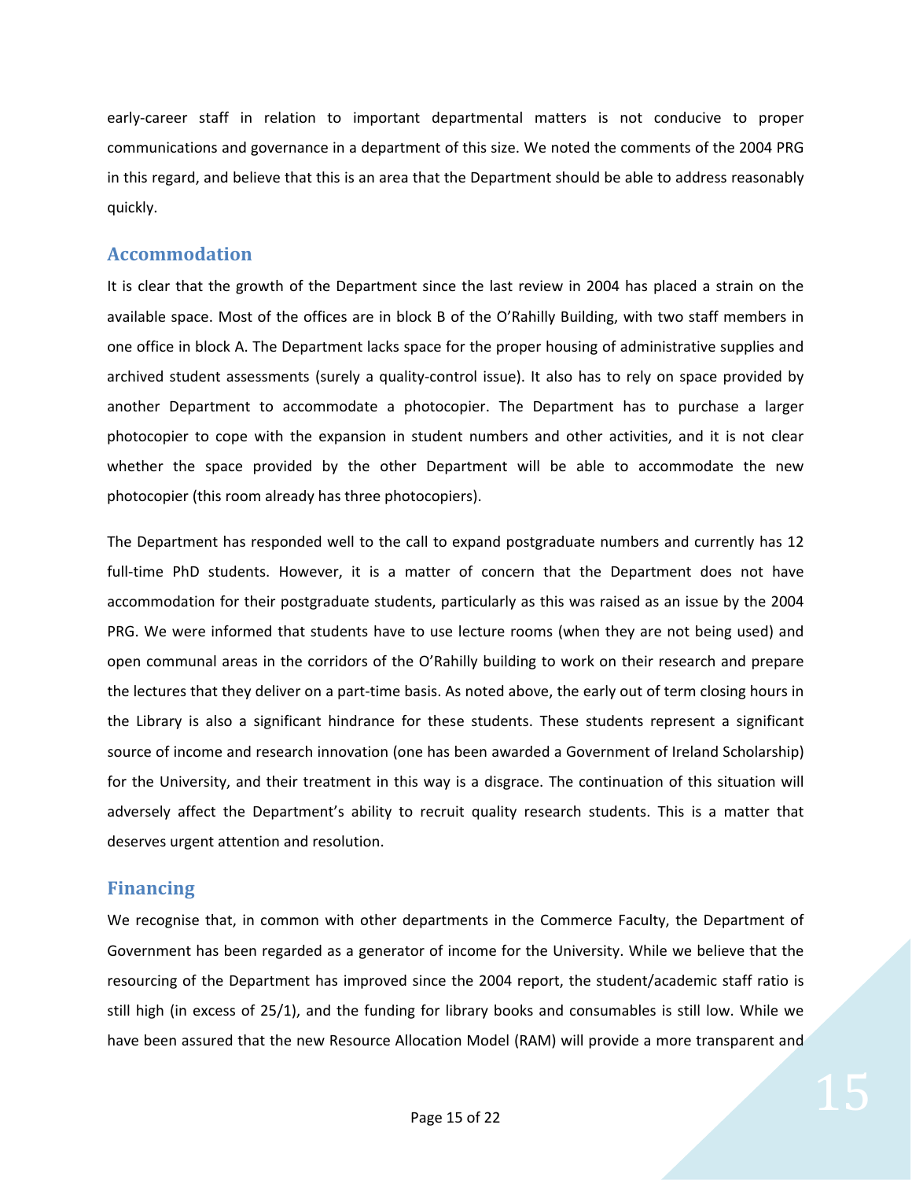early-career staff in relation to important departmental matters is not conducive to proper communications and governance in a department of this size. We noted the comments of the 2004 PRG in this regard, and believe that this is an area that the Department should be able to address reasonably quickly.

## Accommodation

It is clear that the growth of the Department since the last review in 2004 has placed a strain on the available space. Most of the offices are in block B of the O'Rahilly Building, with two staff members in one office in block A. The Department lacks space for the proper housing of administrative supplies and archived student assessments (surely a quality-control issue). It also has to rely on space provided by another Department to accommodate a photocopier. The Department has to purchase a larger photocopier to cope with the expansion in student numbers and other activities, and it is not clear whether the space provided by the other Department will be able to accommodate the new photocopier (this room already has three photocopiers).

The Department has responded well to the call to expand postgraduate numbers and currently has 12 full-time PhD students. However, it is a matter of concern that the Department does not have accommodation for their postgraduate students, particularly as this was raised as an issue by the 2004 PRG. We were informed that students have to use lecture rooms (when they are not being used) and open communal areas in the corridors of the O'Rahilly building to work on their research and prepare the lectures that they deliver on a part-time basis. As noted above, the early out of term closing hours in the Library is also a significant hindrance for these students. These students represent a significant source of income and research innovation (one has been awarded a Government of Ireland Scholarship) for the University, and their treatment in this way is a disgrace. The continuation of this situation will adversely affect the Department's ability to recruit quality research students. This is a matter that deserves urgent attention and resolution.

## Financing

We recognise that, in common with other departments in the Commerce Faculty, the Department of Government has been regarded as a generator of income for the University. While we believe that the resourcing of the Department has improved since the 2004 report, the student/academic staff ratio is still high (in excess of 25/1), and the funding for library books and consumables is still low. While we have been assured that the new Resource Allocation Model (RAM) will provide a more transparent and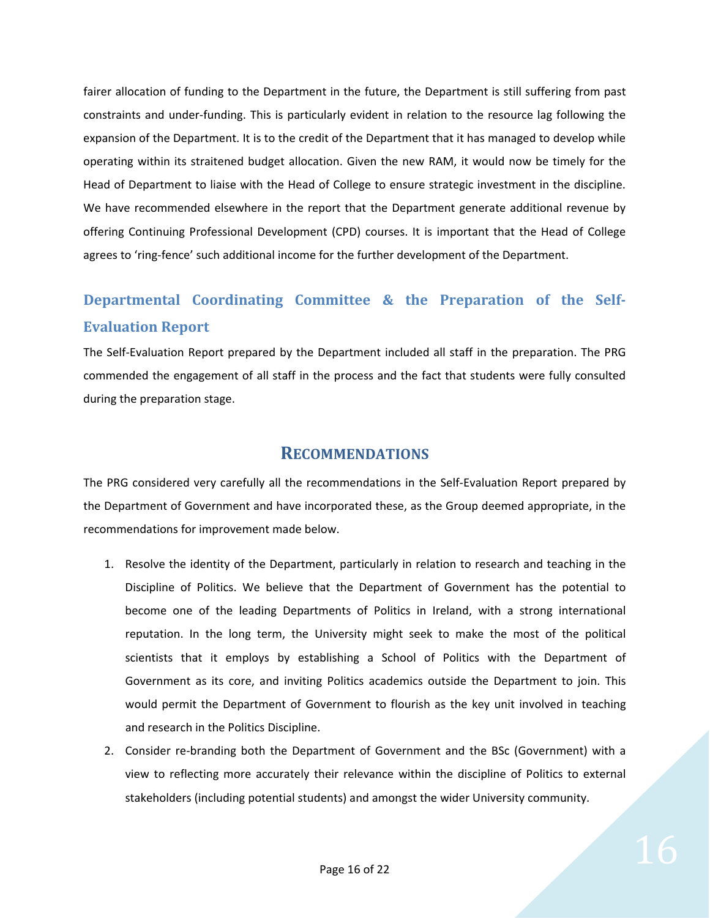fairer allocation of funding to the Department in the future, the Department is still suffering from past constraints and under-funding. This is particularly evident in relation to the resource lag following the expansion of the Department. It is to the credit of the Department that it has managed to develop while operating within its straitened budget allocation. Given the new RAM, it would now be timely for the Head of Department to liaise with the Head of College to ensure strategic investment in the discipline. We have recommended elsewhere in the report that the Department generate additional revenue by offering Continuing Professional Development (CPD) courses. It is important that the Head of College agrees to 'ring-fence' such additional income for the further development of the Department.

## Departmental Coordinating Committee & the Preparation of the Self-Evaluation Report

The Self-Evaluation Report prepared by the Department included all staff in the preparation. The PRG commended the engagement of all staff in the process and the fact that students were fully consulted during the preparation stage.

# Recommendations

The PRG considered very carefully all the recommendations in the Self-Evaluation Report prepared by the Department of Government and have incorporated these, as the Group deemed appropriate, in the recommendations for improvement made below.

1. Resolve the identity of the Department, particularly in relation to research and teaching in the Discipline of Politics. We believe that the Department of Government has the potential to become one of the leading Departments of Politics in Ireland, with a strong international reputation. In the long term, the University might seek to make the most of the political scientists that it employs by establishing a School of Politics with the Department of Government as its core, and inviting Politics academics outside the Department to join. This would permit the Department of Government to flourish as the key unit involved in teaching and research in the Politics Discipline.
2. Consider re-branding both the Department of Government and the BSc (Government) with a view to reflecting more accurately their relevance within the discipline of Politics to external stakeholders (including potential students) and amongst the wider University community.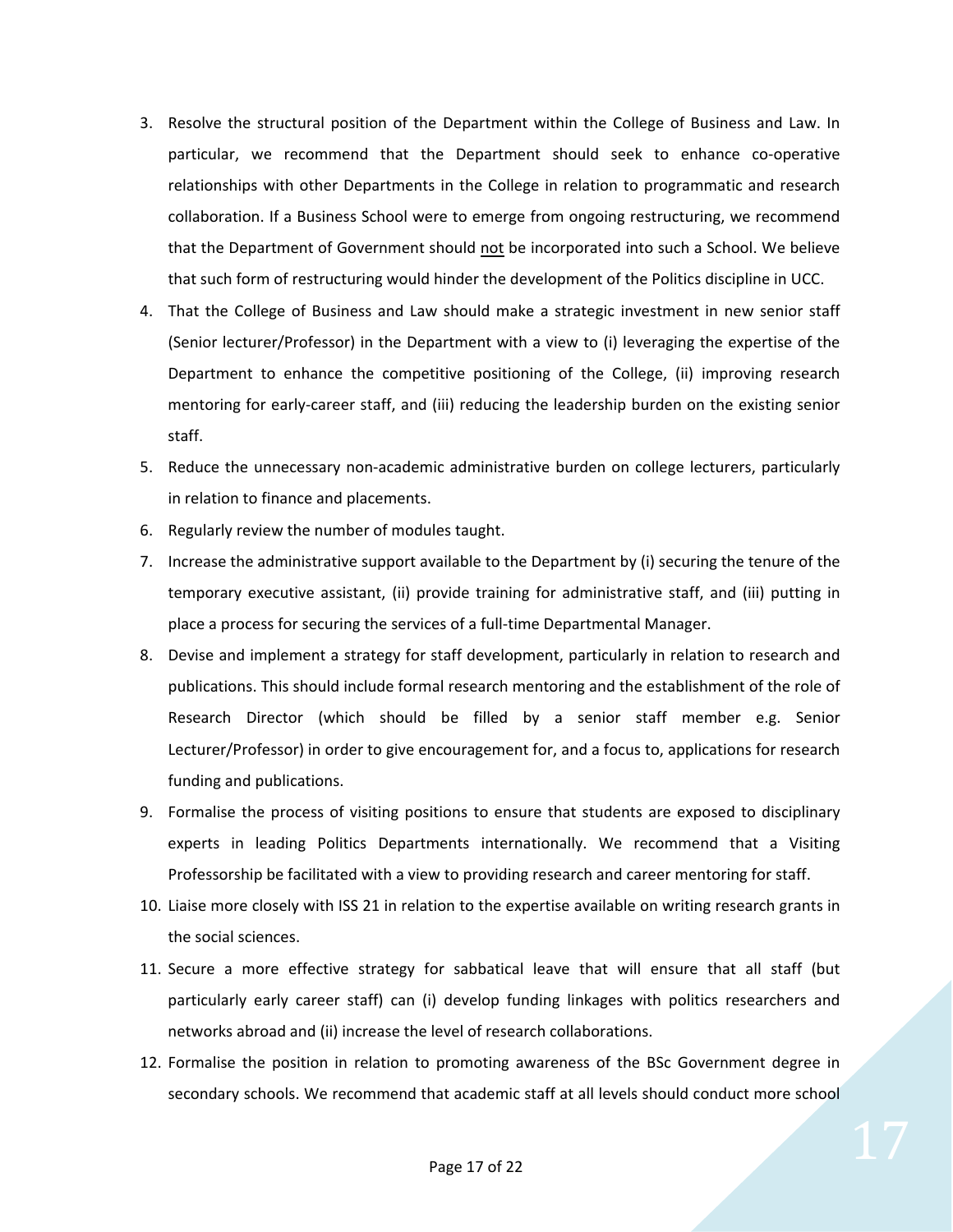3. Resolve the structural position of the Department within the College of Business and Law. In particular, we recommend that the Department should seek to enhance co-operative relationships with other Departments in the College in relation to programmatic and research collaboration. If a Business School were to emerge from ongoing restructuring, we recommend that the Department of Government should <u>not</u> be incorporated into such a School. We believe that such form of restructuring would hinder the development of the Politics discipline in UCC.
4. That the College of Business and Law should make a strategic investment in new senior staff (Senior lecturer/Professor) in the Department with a view to (i) leveraging the expertise of the Department to enhance the competitive positioning of the College, (ii) improving research mentoring for early-career staff, and (iii) reducing the leadership burden on the existing senior staff.
5. Reduce the unnecessary non-academic administrative burden on college lecturers, particularly in relation to finance and placements.
6. Regularly review the number of modules taught.
7. Increase the administrative support available to the Department by (i) securing the tenure of the temporary executive assistant, (ii) provide training for administrative staff, and (iii) putting in place a process for securing the services of a full-time Departmental Manager.
8. Devise and implement a strategy for staff development, particularly in relation to research and publications. This should include formal research mentoring and the establishment of the role of Research Director (which should be filled by a senior staff member e.g. Senior Lecturer/Professor) in order to give encouragement for, and a focus to, applications for research funding and publications.
9. Formalise the process of visiting positions to ensure that students are exposed to disciplinary experts in leading Politics Departments internationally. We recommend that a Visiting Professorship be facilitated with a view to providing research and career mentoring for staff.
10. Liaise more closely with ISS 21 in relation to the expertise available on writing research grants in the social sciences.
11. Secure a more effective strategy for sabbatical leave that will ensure that all staff (but particularly early career staff) can (i) develop funding linkages with politics researchers and networks abroad and (ii) increase the level of research collaborations.
12. Formalise the position in relation to promoting awareness of the BSc Government degree in secondary schools. We recommend that academic staff at all levels should conduct more school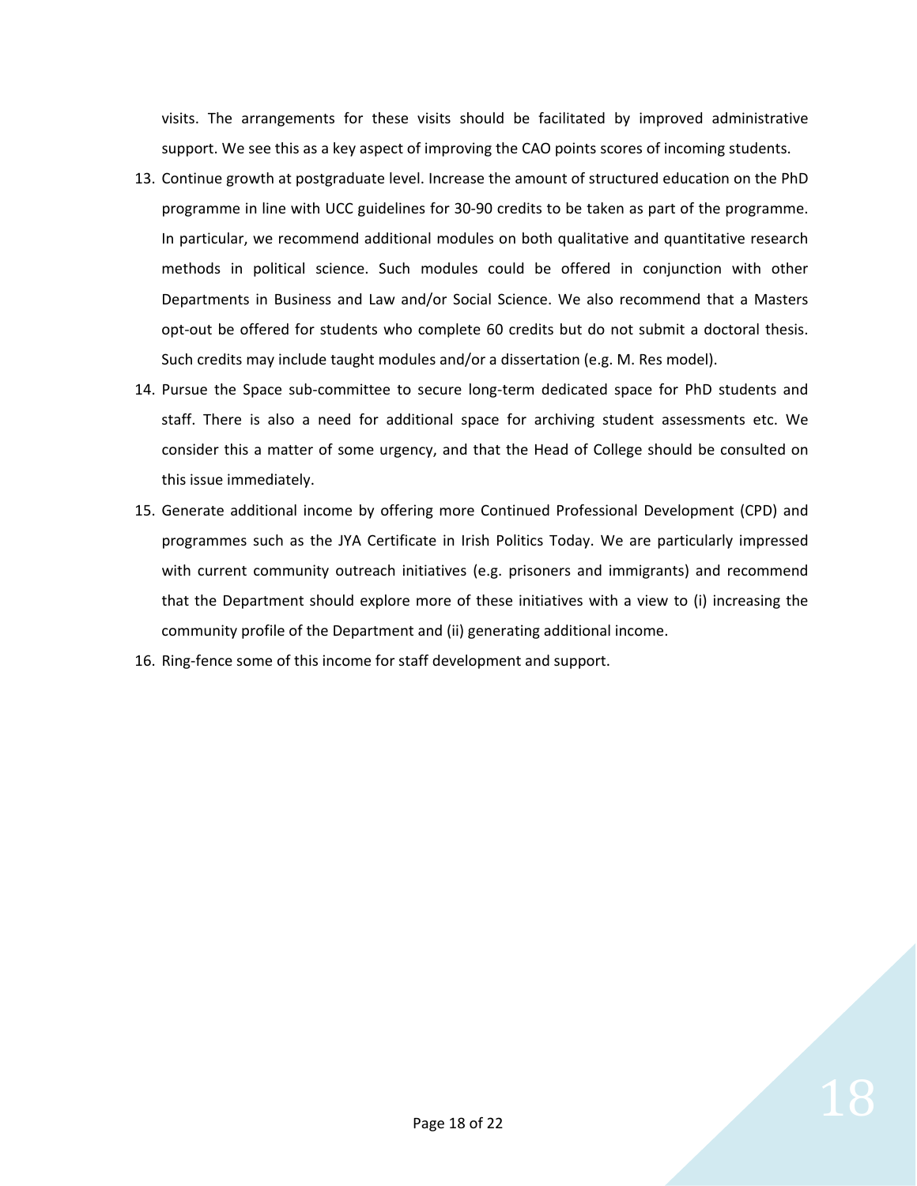visits. The arrangements for these visits should be facilitated by improved administrative support. We see this as a key aspect of improving the CAO points scores of incoming students.

13. Continue growth at postgraduate level. Increase the amount of structured education on the PhD programme in line with UCC guidelines for 30-90 credits to be taken as part of the programme. In particular, we recommend additional modules on both qualitative and quantitative research methods in political science. Such modules could be offered in conjunction with other Departments in Business and Law and/or Social Science. We also recommend that a Masters opt-out be offered for students who complete 60 credits but do not submit a doctoral thesis. Such credits may include taught modules and/or a dissertation (e.g. M. Res model).
14. Pursue the Space sub-committee to secure long-term dedicated space for PhD students and staff. There is also a need for additional space for archiving student assessments etc. We consider this a matter of some urgency, and that the Head of College should be consulted on this issue immediately.
15. Generate additional income by offering more Continued Professional Development (CPD) and programmes such as the JYA Certificate in Irish Politics Today. We are particularly impressed with current community outreach initiatives (e.g. prisoners and immigrants) and recommend that the Department should explore more of these initiatives with a view to (i) increasing the community profile of the Department and (ii) generating additional income.
16. Ring-fence some of this income for staff development and support.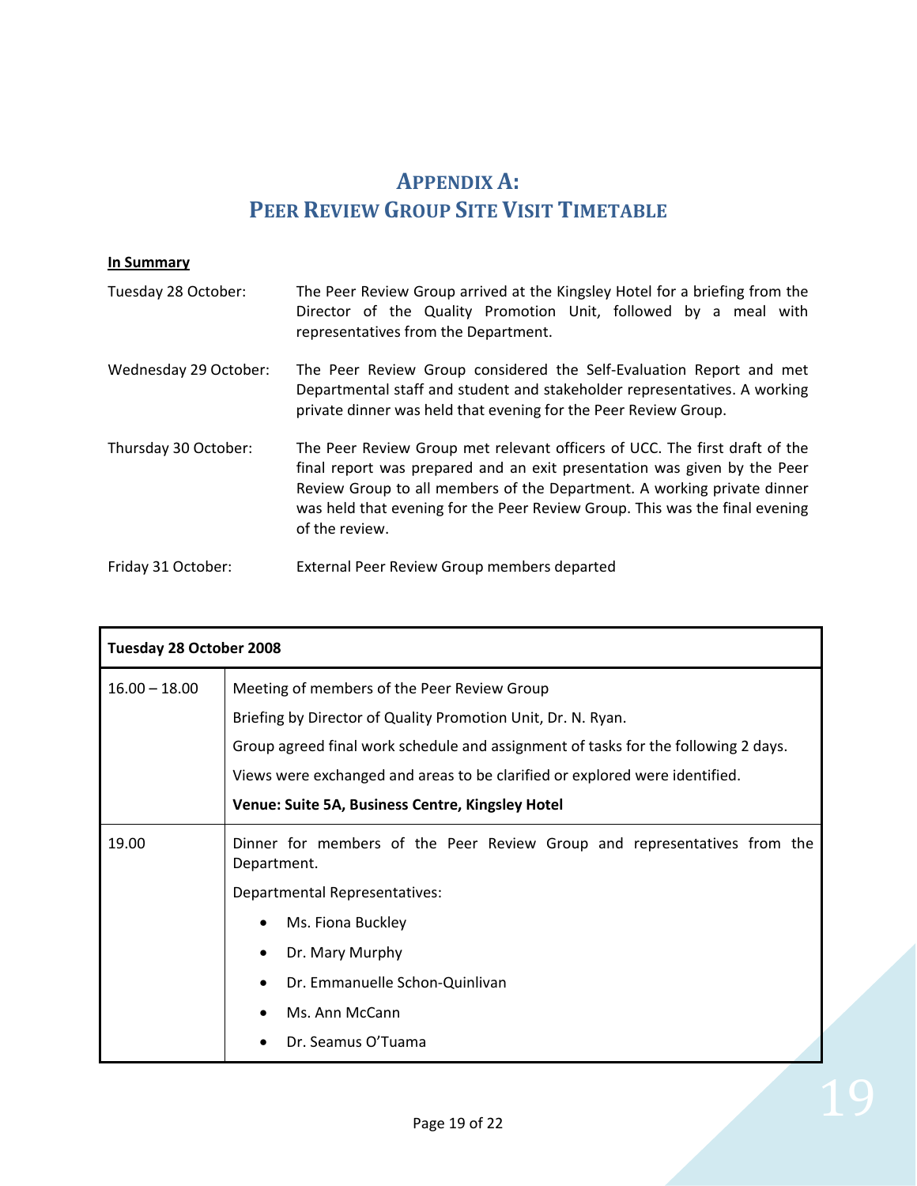# APPENDIX A:
# PEER REVIEW GROUP SITE VISIT TIMETABLE

**In Summary**

Tuesday 28 October: The Peer Review Group arrived at the Kingsley Hotel for a briefing from the Director of the Quality Promotion Unit, followed by a meal with representatives from the Department.

Wednesday 29 October: The Peer Review Group considered the Self-Evaluation Report and met Departmental staff and student and stakeholder representatives. A working private dinner was held that evening for the Peer Review Group.

Thursday 30 October: The Peer Review Group met relevant officers of UCC. The first draft of the final report was prepared and an exit presentation was given by the Peer Review Group to all members of the Department. A working private dinner was held that evening for the Peer Review Group. This was the final evening of the review.

Friday 31 October: External Peer Review Group members departed

| **Tuesday 28 October 2008** | |
|---|---|
| 16.00 – 18.00 | Meeting of members of the Peer Review Group<br>Briefing by Director of Quality Promotion Unit, Dr. N. Ryan.<br>Group agreed final work schedule and assignment of tasks for the following 2 days.<br>Views were exchanged and areas to be clarified or explored were identified.<br>**Venue: Suite 5A, Business Centre, Kingsley Hotel** |
| 19.00 | Dinner for members of the Peer Review Group and representatives from the Department.<br>Departmental Representatives:<br>• Ms. Fiona Buckley<br>• Dr. Mary Murphy<br>• Dr. Emmanuelle Schon-Quinlivan<br>• Ms. Ann McCann<br>• Dr. Seamus O'Tuama |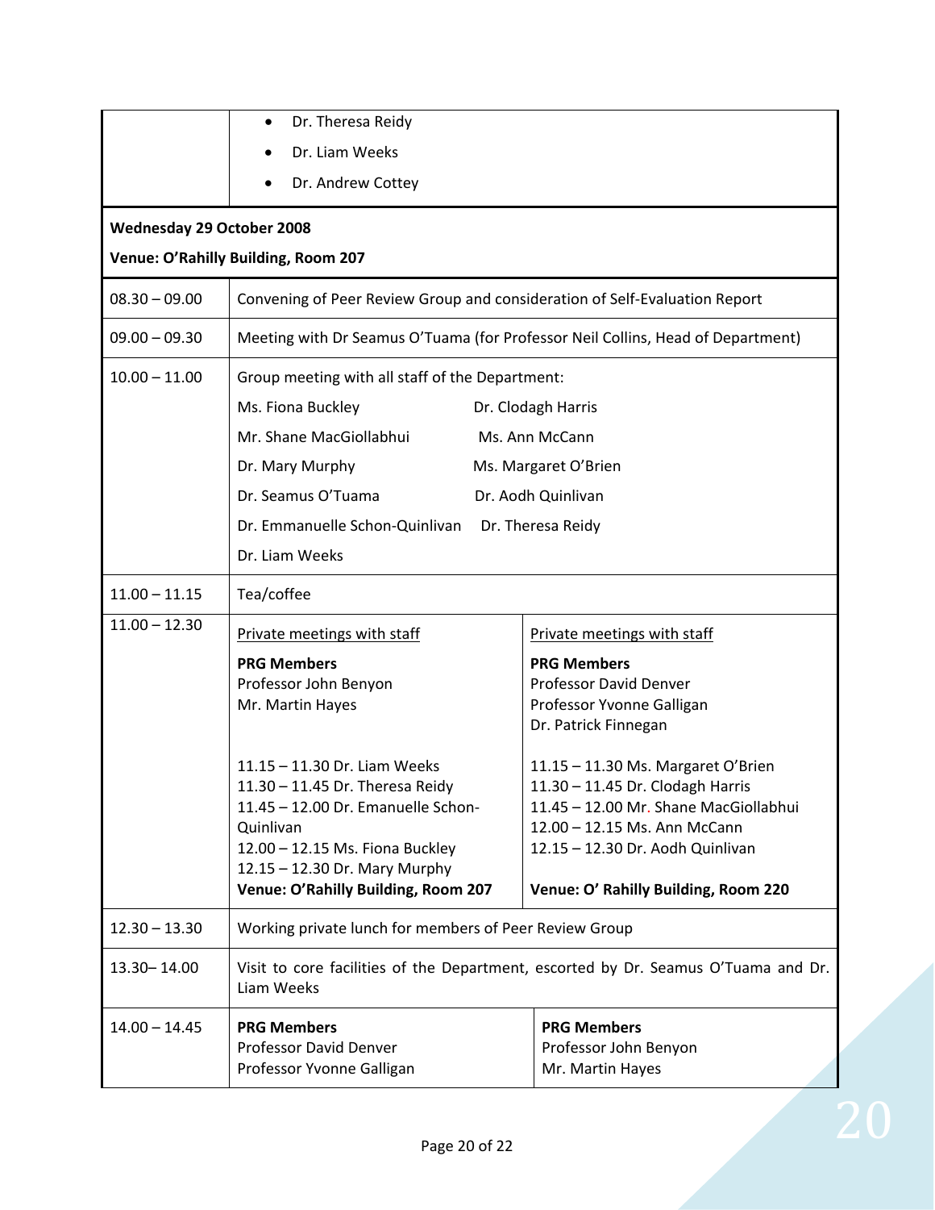| | |
|---|---|
| | • Dr. Theresa Reidy<br>• Dr. Liam Weeks<br>• Dr. Andrew Cottey |

**Wednesday 29 October 2008**

**Venue: O'Rahilly Building, Room 207**

| | | |
|---|---|---|
| 08.30 – 09.00 | Convening of Peer Review Group and consideration of Self-Evaluation Report | |
| 09.00 – 09.30 | Meeting with Dr Seamus O'Tuama (for Professor Neil Collins, Head of Department) | |
| 10.00 – 11.00 | Group meeting with all staff of the Department:<br>Ms. Fiona Buckley<br>Mr. Shane MacGiollabhui<br>Dr. Mary Murphy<br>Dr. Seamus O'Tuama<br>Dr. Emmanuelle Schon-Quinlivan<br>Dr. Liam Weeks | Dr. Clodagh Harris<br>Ms. Ann McCann<br>Ms. Margaret O'Brien<br>Dr. Aodh Quinlivan<br>Dr. Theresa Reidy |
| 11.00 – 11.15 | Tea/coffee | |
| 11.00 – 12.30 | Private meetings with staff<br>**PRG Members**<br>Professor John Benyon<br>Mr. Martin Hayes<br><br>11.15 – 11.30 Dr. Liam Weeks<br>11.30 – 11.45 Dr. Theresa Reidy<br>11.45 – 12.00 Dr. Emanuelle Schon-Quinlivan<br>12.00 – 12.15 Ms. Fiona Buckley<br>12.15 – 12.30 Dr. Mary Murphy<br>**Venue: O'Rahilly Building, Room 207** | Private meetings with staff<br>**PRG Members**<br>Professor David Denver<br>Professor Yvonne Galligan<br>Dr. Patrick Finnegan<br><br>11.15 – 11.30 Ms. Margaret O'Brien<br>11.30 – 11.45 Dr. Clodagh Harris<br>11.45 – 12.00 Mr. Shane MacGiollabhui<br>12.00 – 12.15 Ms. Ann McCann<br>12.15 – 12.30 Dr. Aodh Quinlivan<br><br>**Venue: O' Rahilly Building, Room 220** |
| 12.30 – 13.30 | Working private lunch for members of Peer Review Group | |
| 13.30– 14.00 | Visit to core facilities of the Department, escorted by Dr. Seamus O'Tuama and Dr. Liam Weeks | |
| 14.00 – 14.45 | **PRG Members**<br>Professor David Denver<br>Professor Yvonne Galligan | **PRG Members**<br>Professor John Benyon<br>Mr. Martin Hayes |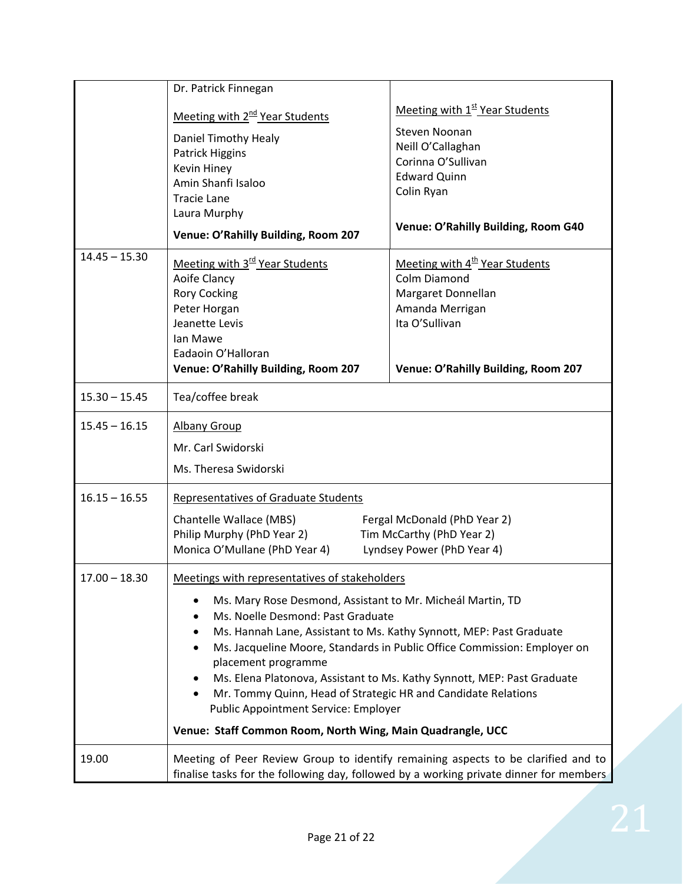| | | |
|---|---|---|
| | Dr. Patrick Finnegan<br><br>Meeting with 2nd Year Students<br>Daniel Timothy Healy<br>Patrick Higgins<br>Kevin Hiney<br>Amin Shanfi Isaloo<br>Tracie Lane<br>Laura Murphy<br>**Venue: O'Rahilly Building, Room 207** | Meeting with 1st Year Students<br>Steven Noonan<br>Neill O'Callaghan<br>Corinna O'Sullivan<br>Edward Quinn<br>Colin Ryan<br><br>**Venue: O'Rahilly Building, Room G40** |
| 14.45 – 15.30 | Meeting with 3rd Year Students<br>Aoife Clancy<br>Rory Cocking<br>Peter Horgan<br>Jeanette Levis<br>Ian Mawe<br>Eadaoin O'Halloran<br>**Venue: O'Rahilly Building, Room 207** | Meeting with 4th Year Students<br>Colm Diamond<br>Margaret Donnellan<br>Amanda Merrigan<br>Ita O'Sullivan<br><br>**Venue: O'Rahilly Building, Room 207** |
| 15.30 – 15.45 | Tea/coffee break | |
| 15.45 – 16.15 | Albany Group<br>Mr. Carl Swidorski<br>Ms. Theresa Swidorski | |
| 16.15 – 16.55 | Representatives of Graduate Students<br>Chantelle Wallace (MBS)<br>Philip Murphy (PhD Year 2)<br>Monica O'Mullane (PhD Year 4) | Fergal McDonald (PhD Year 2)<br>Tim McCarthy (PhD Year 2)<br>Lyndsey Power (PhD Year 4) |
| 17.00 – 18.30 | Meetings with representatives of stakeholders<br>• Ms. Mary Rose Desmond, Assistant to Mr. Micheál Martin, TD<br>• Ms. Noelle Desmond: Past Graduate<br>• Ms. Hannah Lane, Assistant to Ms. Kathy Synnott, MEP: Past Graduate<br>• Ms. Jacqueline Moore, Standards in Public Office Commission: Employer on placement programme<br>• Ms. Elena Platonova, Assistant to Ms. Kathy Synnott, MEP: Past Graduate<br>• Mr. Tommy Quinn, Head of Strategic HR and Candidate Relations Public Appointment Service: Employer<br>**Venue: Staff Common Room, North Wing, Main Quadrangle, UCC** | |
| 19.00 | Meeting of Peer Review Group to identify remaining aspects to be clarified and to finalise tasks for the following day, followed by a working private dinner for members | |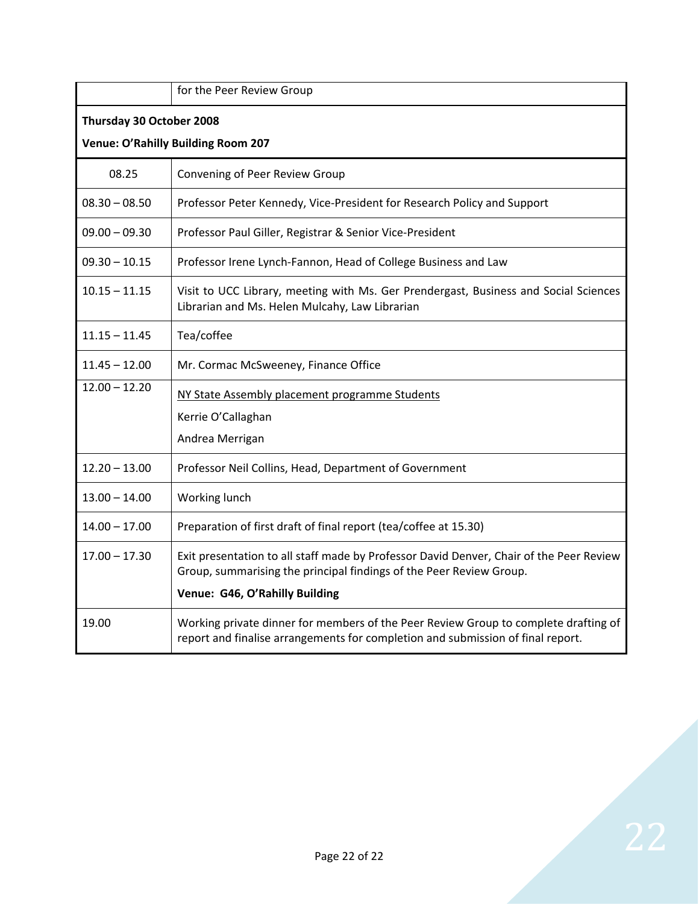| | |
|---|---|
| | for the Peer Review Group |
| **Thursday 30 October 2008** **Venue: O'Rahilly Building Room 207** | |
| 08.25 | Convening of Peer Review Group |
| 08.30 – 08.50 | Professor Peter Kennedy, Vice-President for Research Policy and Support |
| 09.00 – 09.30 | Professor Paul Giller, Registrar & Senior Vice-President |
| 09.30 – 10.15 | Professor Irene Lynch-Fannon, Head of College Business and Law |
| 10.15 – 11.15 | Visit to UCC Library, meeting with Ms. Ger Prendergast, Business and Social Sciences Librarian and Ms. Helen Mulcahy, Law Librarian |
| 11.15 – 11.45 | Tea/coffee |
| 11.45 – 12.00 | Mr. Cormac McSweeney, Finance Office |
| 12.00 – 12.20 | <u>NY State Assembly placement programme Students</u> Kerrie O'Callaghan Andrea Merrigan |
| 12.20 – 13.00 | Professor Neil Collins, Head, Department of Government |
| 13.00 – 14.00 | Working lunch |
| 14.00 – 17.00 | Preparation of first draft of final report (tea/coffee at 15.30) |
| 17.00 – 17.30 | Exit presentation to all staff made by Professor David Denver, Chair of the Peer Review Group, summarising the principal findings of the Peer Review Group. **Venue: G46, O'Rahilly Building** |
| 19.00 | Working private dinner for members of the Peer Review Group to complete drafting of report and finalise arrangements for completion and submission of final report. |